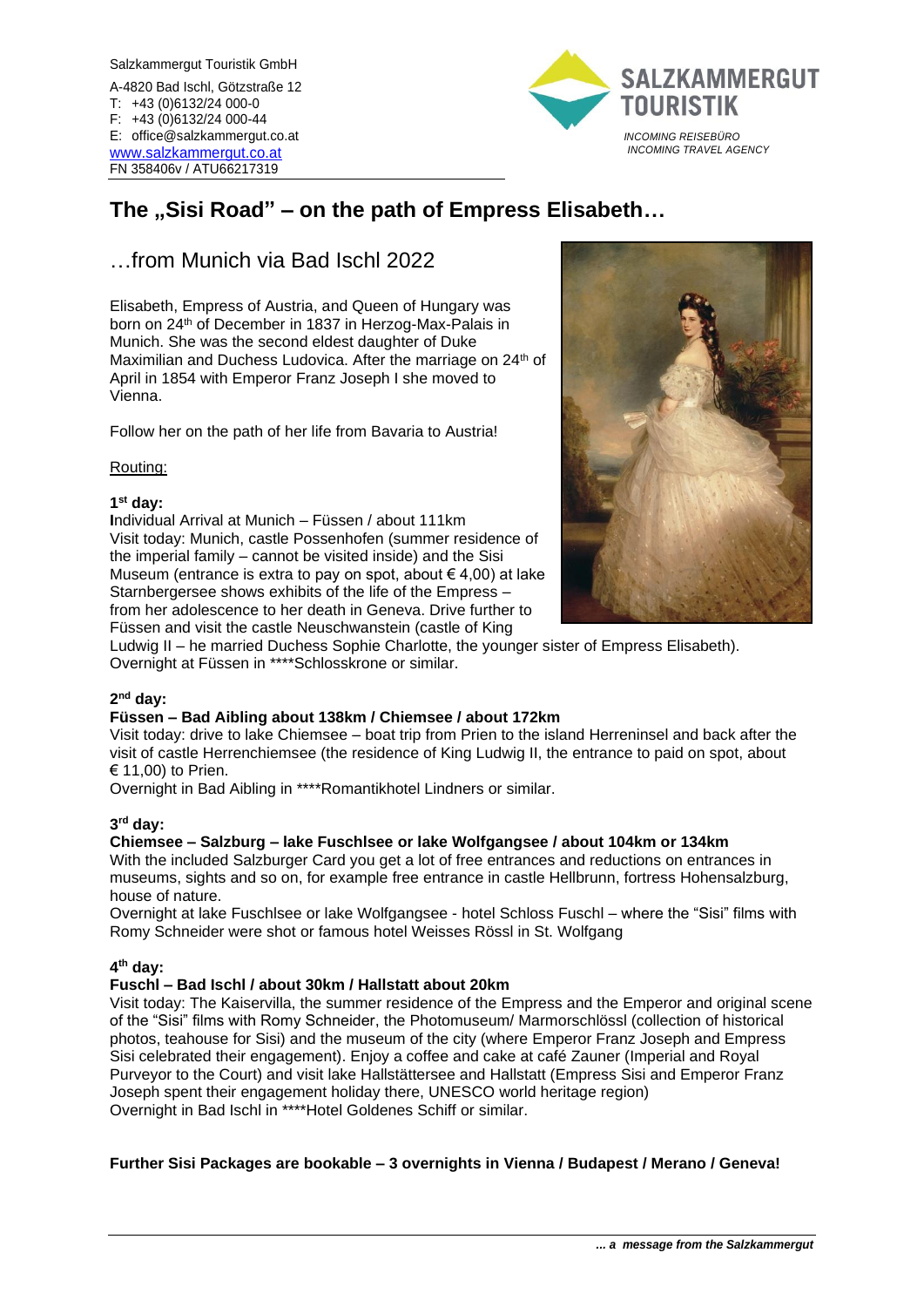Salzkammergut Touristik GmbH

A-4820 Bad Ischl, Götzstraße 12
T: +43 (0)6132/24 000-0
F: +43 (0)6132/24 000-44
E: office@salzkammergut.co.at
www.salzkammergut.co.at
FN 358406v / ATU66217319

SALZKAMMERGUT TOURISTIK

*INCOMING REISEBÜRO*
*INCOMING TRAVEL AGENCY*

# The „Sisi Road" – on the path of Empress Elisabeth…

## …from Munich via Bad Ischl 2022

Elisabeth, Empress of Austria, and Queen of Hungary was born on 24th of December in 1837 in Herzog-Max-Palais in Munich. She was the second eldest daughter of Duke Maximilian and Duchess Ludovica. After the marriage on 24th of April in 1854 with Emperor Franz Joseph I she moved to Vienna.

Follow her on the path of her life from Bavaria to Austria!

Routing:

**1st day:**
**I**ndividual Arrival at Munich – Füssen / about 111km
Visit today: Munich, castle Possenhofen (summer residence of the imperial family – cannot be visited inside) and the Sisi Museum (entrance is extra to pay on spot, about € 4,00) at lake Starnbergersee shows exhibits of the life of the Empress – from her adolescence to her death in Geneva. Drive further to Füssen and visit the castle Neuschwanstein (castle of King Ludwig II – he married Duchess Sophie Charlotte, the younger sister of Empress Elisabeth).
Overnight at Füssen in ****Schlosskrone or similar.

**2nd day:**
**Füssen – Bad Aibling about 138km / Chiemsee / about 172km**
Visit today: drive to lake Chiemsee – boat trip from Prien to the island Herreninsel and back after the visit of castle Herrenchiemsee (the residence of King Ludwig II, the entrance to paid on spot, about € 11,00) to Prien.
Overnight in Bad Aibling in ****Romantikhotel Lindners or similar.

**3rd day:**
**Chiemsee – Salzburg – lake Fuschlsee or lake Wolfgangsee / about 104km or 134km**
With the included Salzburger Card you get a lot of free entrances and reductions on entrances in museums, sights and so on, for example free entrance in castle Hellbrunn, fortress Hohensalzburg, house of nature.
Overnight at lake Fuschlsee or lake Wolfgangsee - hotel Schloss Fuschl – where the "Sisi" films with Romy Schneider were shot or famous hotel Weisses Rössl in St. Wolfgang

**4th day:**
**Fuschl – Bad Ischl / about 30km / Hallstatt about 20km**
Visit today: The Kaiservilla, the summer residence of the Empress and the Emperor and original scene of the "Sisi" films with Romy Schneider, the Photomuseum/ Marmorschlössl (collection of historical photos, teahouse for Sisi) and the museum of the city (where Emperor Franz Joseph and Empress Sisi celebrated their engagement). Enjoy a coffee and cake at café Zauner (Imperial and Royal Purveyor to the Court) and visit lake Hallstättersee and Hallstatt (Empress Sisi and Emperor Franz Joseph spent their engagement holiday there, UNESCO world heritage region)
Overnight in Bad Ischl in ****Hotel Goldenes Schiff or similar.

**Further Sisi Packages are bookable – 3 overnights in Vienna / Budapest / Merano / Geneva!**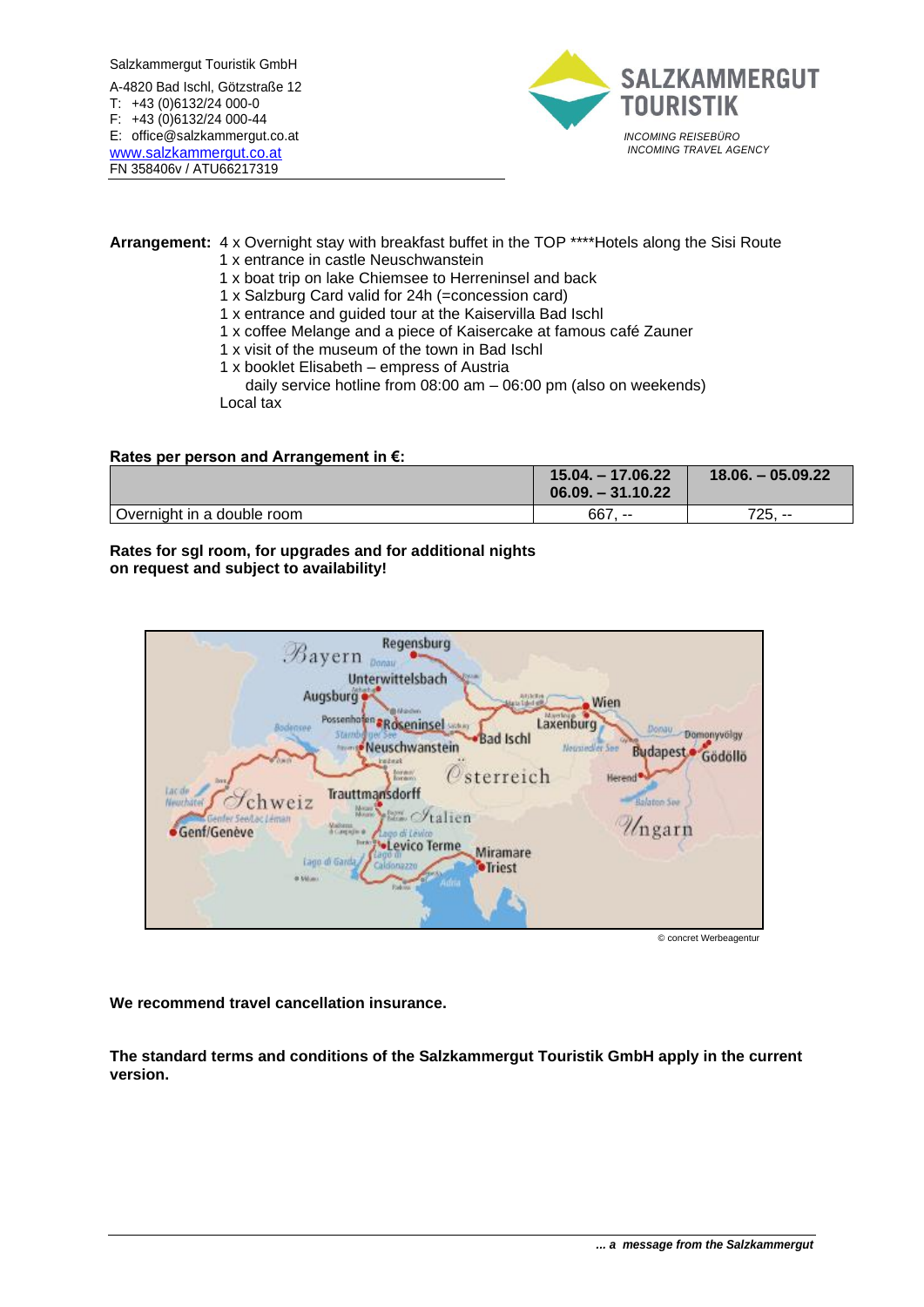Salzkammergut Touristik GmbH

A-4820 Bad Ischl, Götzstraße 12
T: +43 (0)6132/24 000-0
F: +43 (0)6132/24 000-44
E: office@salzkammergut.co.at
www.salzkammergut.co.at
FN 358406v / ATU66217319

SALZKAMMERGUT TOURISTIK
*INCOMING REISEBÜRO*
*INCOMING TRAVEL AGENCY*

**Arrangement:** 4 x Overnight stay with breakfast buffet in the TOP ****Hotels along the Sisi Route
1 x entrance in castle Neuschwanstein
1 x boat trip on lake Chiemsee to Herreninsel and back
1 x Salzburg Card valid for 24h (=concession card)
1 x entrance and guided tour at the Kaiservilla Bad Ischl
1 x coffee Melange and a piece of Kaisercake at famous café Zauner
1 x visit of the museum of the town in Bad Ischl
1 x booklet Elisabeth – empress of Austria
daily service hotline from 08:00 am – 06:00 pm (also on weekends)
Local tax

**Rates per person and Arrangement in €:**

| | **15.04. – 17.06.22**<br>**06.09. – 31.10.22** | **18.06. – 05.09.22** |
|---|---|---|
| Overnight in a double room | 667, -- | 725, -- |

**Rates for sgl room, for upgrades and for additional nights on request and subject to availability!**

Bayern
Regensburg
Donau
Unterwittelsbach
Augsburg
Possenhofen
Roseninsel
Starnberger See
Neuschwanstein
Bad Ischl
Wien
Laxenburg
Donau
Domonyvölgy
Budapest
Gödöllő
Neusiedler See
Herend
Balaton See
Ungarn
Österreich
Trauttmansdorff
Italien
Schweiz
Lac de Neuchâtel
Genfer See/Lac Léman
Genf/Genève
Lago di Levico
Levico Terme
Lago di Garda
Lago di Caldonazzo
Miramare
Triest
Adria
Bodensee

© concret Werbeagentur

**We recommend travel cancellation insurance.**

**The standard terms and conditions of the Salzkammergut Touristik GmbH apply in the current version.**

***... a message from the Salzkammergut***